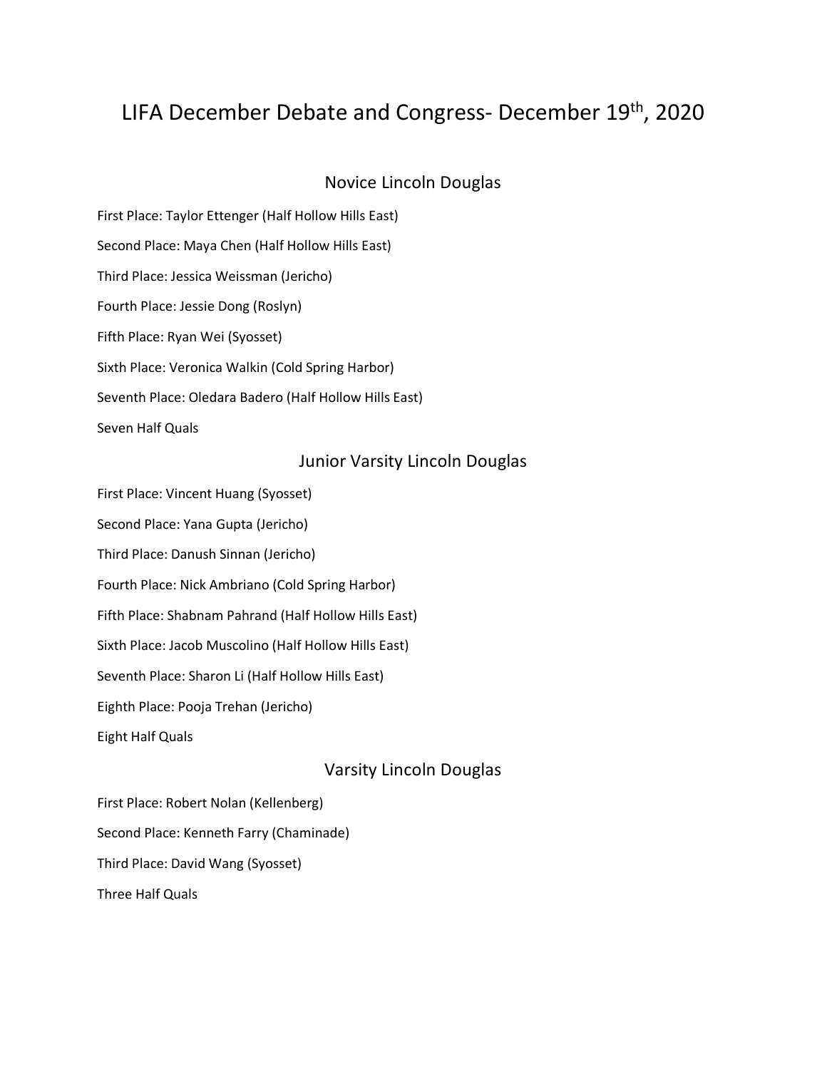# LIFA December Debate and Congress- December 19th, 2020

## Novice Lincoln Douglas

First Place: Taylor Ettenger (Half Hollow Hills East)

Second Place: Maya Chen (Half Hollow Hills East)

Third Place: Jessica Weissman (Jericho)

Fourth Place: Jessie Dong (Roslyn)

Fifth Place: Ryan Wei (Syosset)

Sixth Place: Veronica Walkin (Cold Spring Harbor)

Seventh Place: Oledara Badero (Half Hollow Hills East)

Seven Half Quals

## Junior Varsity Lincoln Douglas

First Place: Vincent Huang (Syosset)

Second Place: Yana Gupta (Jericho)

Third Place: Danush Sinnan (Jericho)

Fourth Place: Nick Ambriano (Cold Spring Harbor)

Fifth Place: Shabnam Pahrand (Half Hollow Hills East)

Sixth Place: Jacob Muscolino (Half Hollow Hills East)

Seventh Place: Sharon Li (Half Hollow Hills East)

Eighth Place: Pooja Trehan (Jericho)

Eight Half Quals

## Varsity Lincoln Douglas

First Place: Robert Nolan (Kellenberg)

Second Place: Kenneth Farry (Chaminade)

Third Place: David Wang (Syosset)

Three Half Quals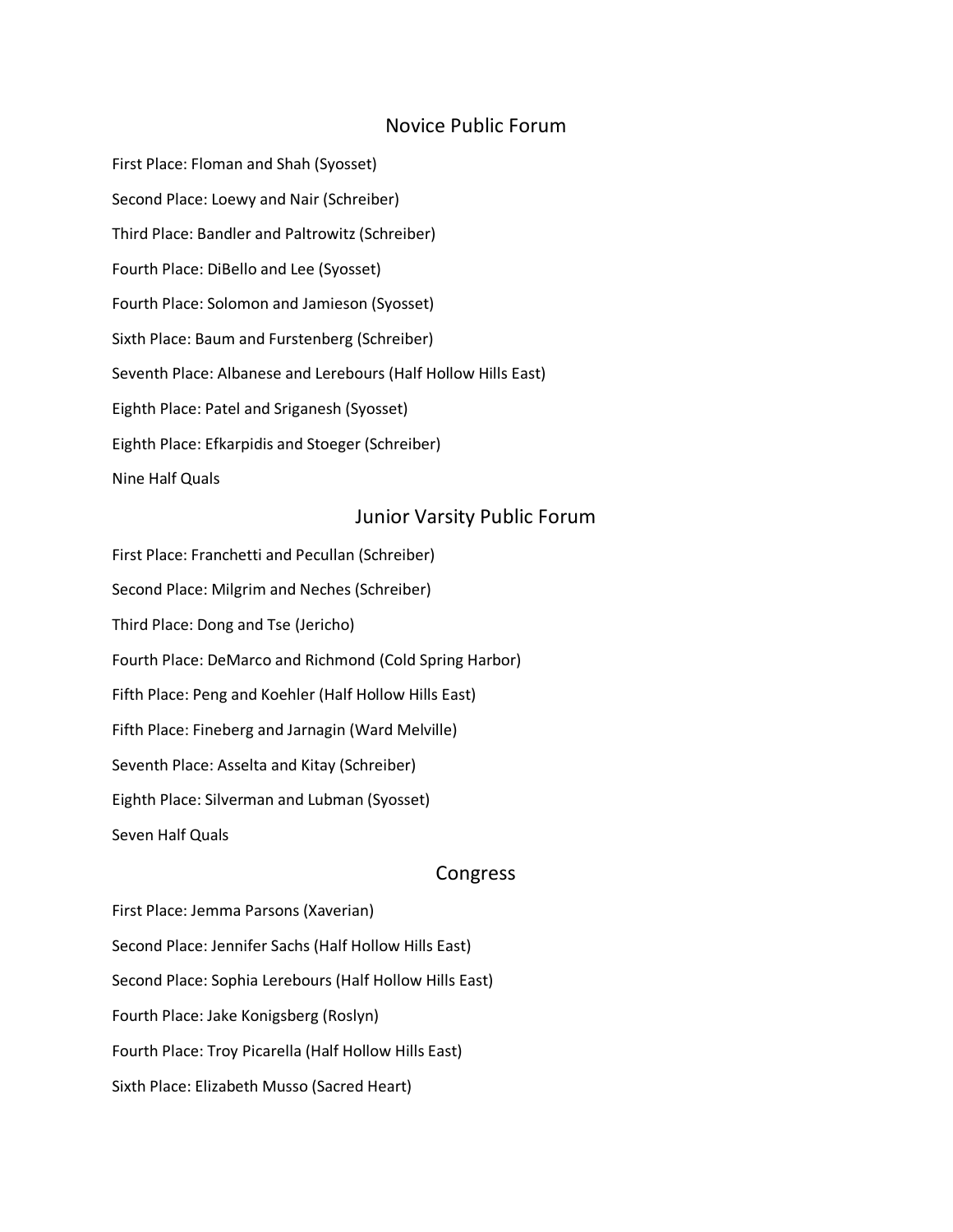## Novice Public Forum

First Place: Floman and Shah (Syosset)

Second Place: Loewy and Nair (Schreiber)

Third Place: Bandler and Paltrowitz (Schreiber)

Fourth Place: DiBello and Lee (Syosset)

Fourth Place: Solomon and Jamieson (Syosset)

Sixth Place: Baum and Furstenberg (Schreiber)

Seventh Place: Albanese and Lerebours (Half Hollow Hills East)

Eighth Place: Patel and Sriganesh (Syosset)

Eighth Place: Efkarpidis and Stoeger (Schreiber)

Nine Half Quals

## Junior Varsity Public Forum

First Place: Franchetti and Pecullan (Schreiber)

Second Place: Milgrim and Neches (Schreiber)

Third Place: Dong and Tse (Jericho)

Fourth Place: DeMarco and Richmond (Cold Spring Harbor)

Fifth Place: Peng and Koehler (Half Hollow Hills East)

Fifth Place: Fineberg and Jarnagin (Ward Melville)

Seventh Place: Asselta and Kitay (Schreiber)

Eighth Place: Silverman and Lubman (Syosset)

Seven Half Quals

## Congress

First Place: Jemma Parsons (Xaverian)

Second Place: Jennifer Sachs (Half Hollow Hills East)

Second Place: Sophia Lerebours (Half Hollow Hills East)

Fourth Place: Jake Konigsberg (Roslyn)

Fourth Place: Troy Picarella (Half Hollow Hills East)

Sixth Place: Elizabeth Musso (Sacred Heart)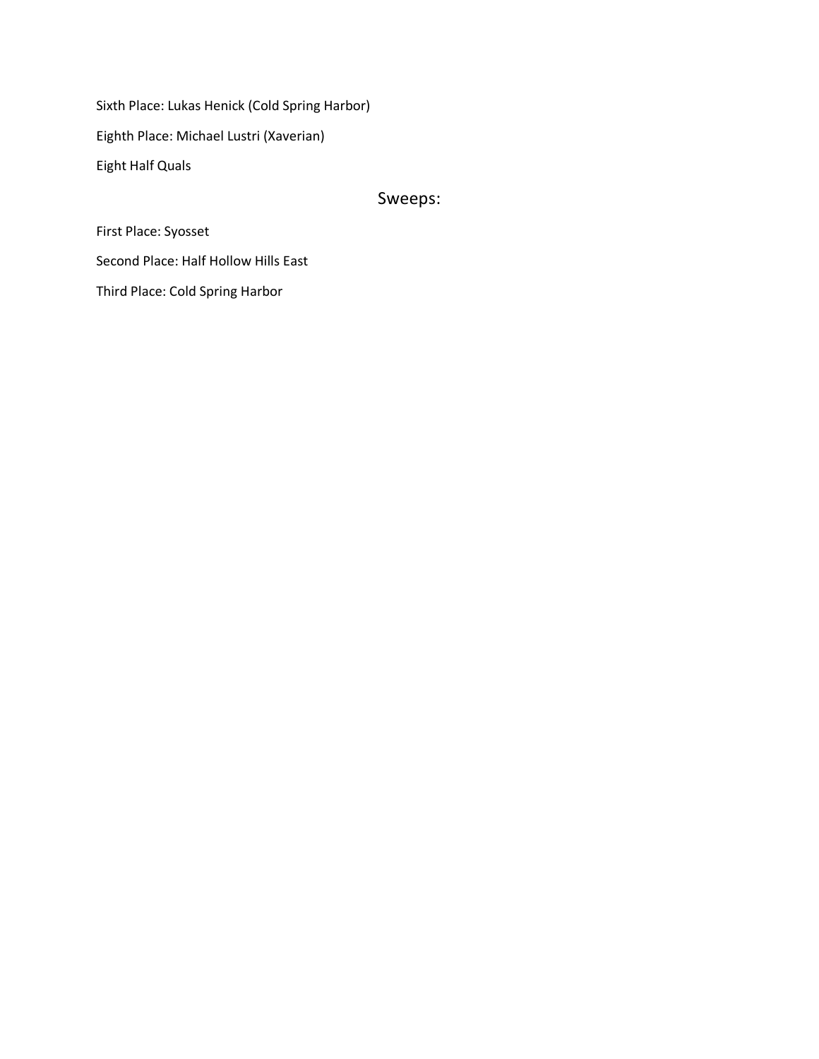Sixth Place: Lukas Henick (Cold Spring Harbor)

Eighth Place: Michael Lustri (Xaverian)

Eight Half Quals

## Sweeps:

First Place: Syosset

Second Place: Half Hollow Hills East

Third Place: Cold Spring Harbor